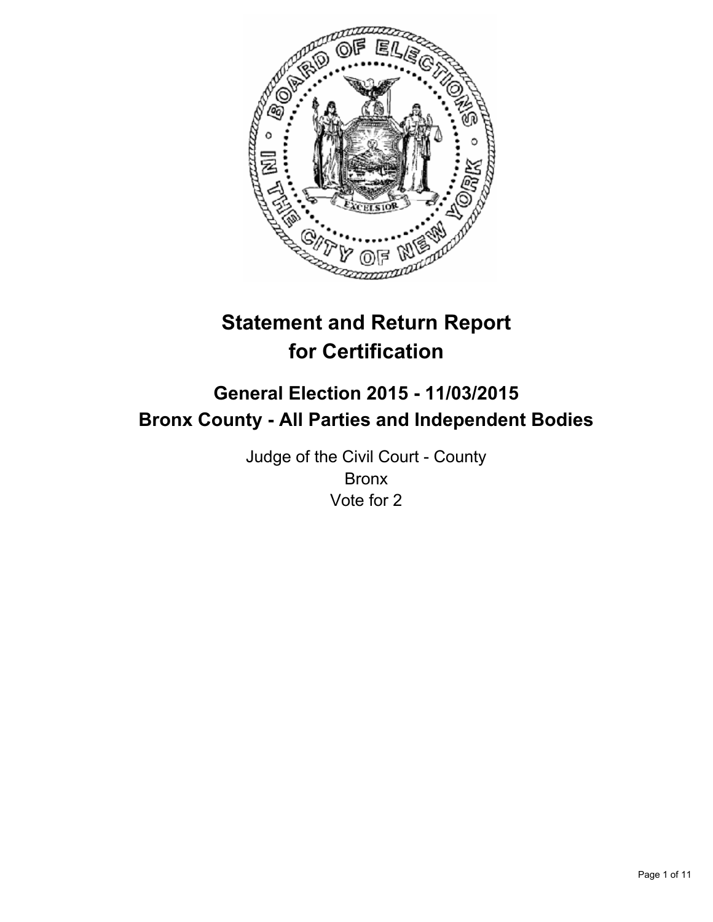# Statement and Return Report for Certification

## General Election 2015 - 11/03/2015
## Bronx County - All Parties and Independent Bodies

Judge of the Civil Court - County
Bronx
Vote for 2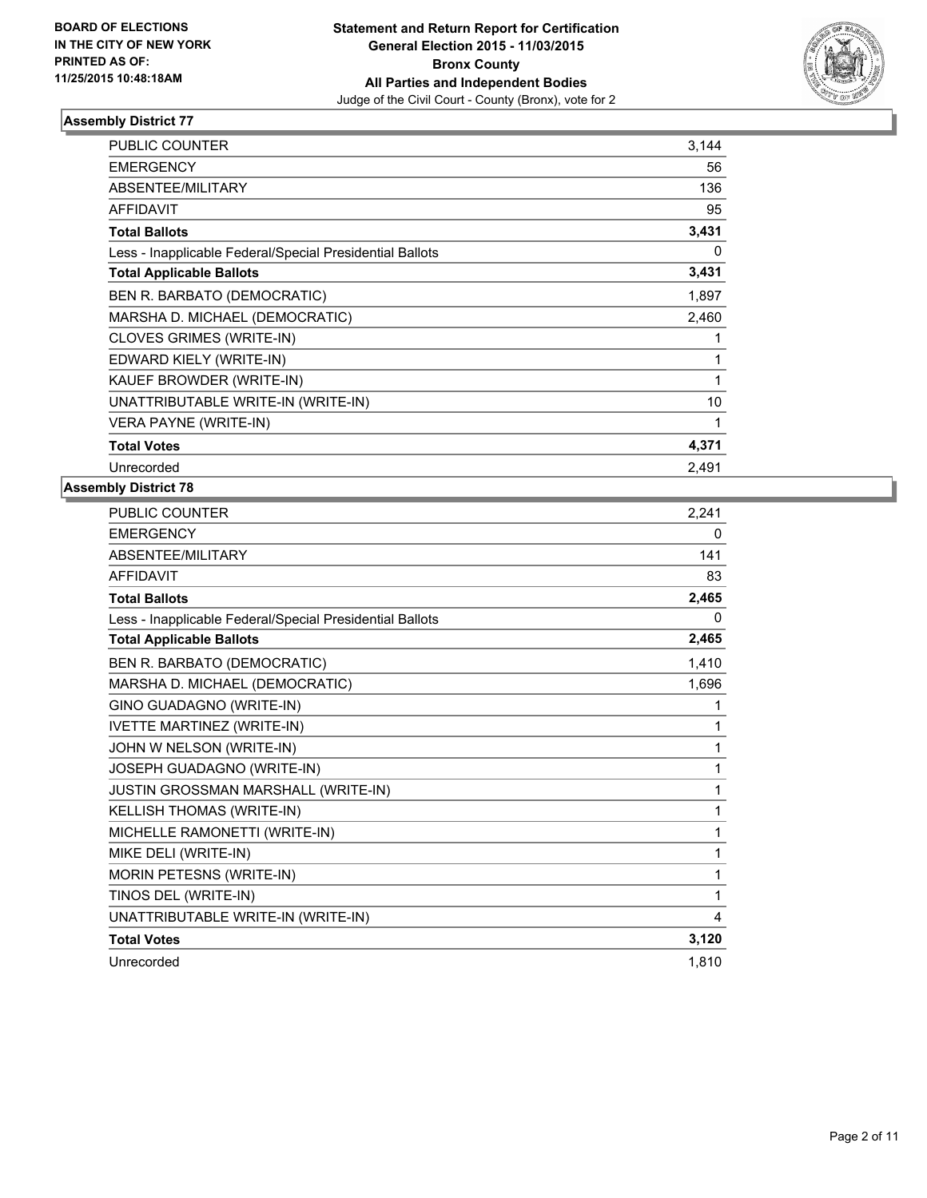**BOARD OF ELECTIONS IN THE CITY OF NEW YORK PRINTED AS OF: 11/25/2015 10:48:18AM**

**Statement and Return Report for Certification General Election 2015 - 11/03/2015 Bronx County All Parties and Independent Bodies**
Judge of the Civil Court - County (Bronx), vote for 2

## Assembly District 77

| | |
|---|---|
| PUBLIC COUNTER | 3,144 |
| EMERGENCY | 56 |
| ABSENTEE/MILITARY | 136 |
| AFFIDAVIT | 95 |
| **Total Ballots** | **3,431** |
| Less - Inapplicable Federal/Special Presidential Ballots | 0 |
| **Total Applicable Ballots** | **3,431** |
| BEN R. BARBATO (DEMOCRATIC) | 1,897 |
| MARSHA D. MICHAEL (DEMOCRATIC) | 2,460 |
| CLOVES GRIMES (WRITE-IN) | 1 |
| EDWARD KIELY (WRITE-IN) | 1 |
| KAUEF BROWDER (WRITE-IN) | 1 |
| UNATTRIBUTABLE WRITE-IN (WRITE-IN) | 10 |
| VERA PAYNE (WRITE-IN) | 1 |
| **Total Votes** | **4,371** |
| Unrecorded | 2,491 |

## Assembly District 78

| | |
|---|---|
| PUBLIC COUNTER | 2,241 |
| EMERGENCY | 0 |
| ABSENTEE/MILITARY | 141 |
| AFFIDAVIT | 83 |
| **Total Ballots** | **2,465** |
| Less - Inapplicable Federal/Special Presidential Ballots | 0 |
| **Total Applicable Ballots** | **2,465** |
| BEN R. BARBATO (DEMOCRATIC) | 1,410 |
| MARSHA D. MICHAEL (DEMOCRATIC) | 1,696 |
| GINO GUADAGNO (WRITE-IN) | 1 |
| IVETTE MARTINEZ (WRITE-IN) | 1 |
| JOHN W NELSON (WRITE-IN) | 1 |
| JOSEPH GUADAGNO (WRITE-IN) | 1 |
| JUSTIN GROSSMAN MARSHALL (WRITE-IN) | 1 |
| KELLISH THOMAS (WRITE-IN) | 1 |
| MICHELLE RAMONETTI (WRITE-IN) | 1 |
| MIKE DELI (WRITE-IN) | 1 |
| MORIN PETESNS (WRITE-IN) | 1 |
| TINOS DEL (WRITE-IN) | 1 |
| UNATTRIBUTABLE WRITE-IN (WRITE-IN) | 4 |
| **Total Votes** | **3,120** |
| Unrecorded | 1,810 |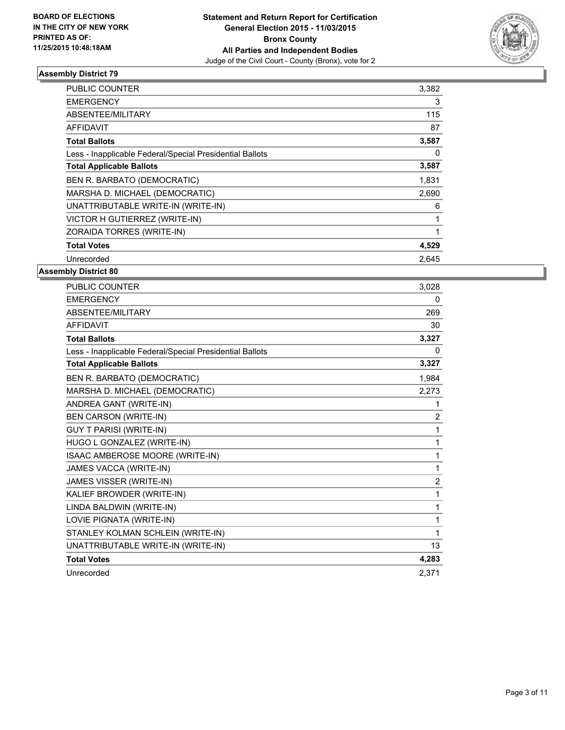BOARD OF ELECTIONS
IN THE CITY OF NEW YORK
PRINTED AS OF:
11/25/2015 10:48:18AM

**Statement and Return Report for Certification**
**General Election 2015 - 11/03/2015**
**Bronx County**
**All Parties and Independent Bodies**
Judge of the Civil Court - County (Bronx), vote for 2

### Assembly District 79

| | |
|---|---|
| PUBLIC COUNTER | 3,382 |
| EMERGENCY | 3 |
| ABSENTEE/MILITARY | 115 |
| AFFIDAVIT | 87 |
| **Total Ballots** | **3,587** |
| Less - Inapplicable Federal/Special Presidential Ballots | 0 |
| **Total Applicable Ballots** | **3,587** |
| BEN R. BARBATO (DEMOCRATIC) | 1,831 |
| MARSHA D. MICHAEL (DEMOCRATIC) | 2,690 |
| UNATTRIBUTABLE WRITE-IN (WRITE-IN) | 6 |
| VICTOR H GUTIERREZ (WRITE-IN) | 1 |
| ZORAIDA TORRES (WRITE-IN) | 1 |
| **Total Votes** | **4,529** |
| Unrecorded | 2,645 |

### Assembly District 80

| | |
|---|---|
| PUBLIC COUNTER | 3,028 |
| EMERGENCY | 0 |
| ABSENTEE/MILITARY | 269 |
| AFFIDAVIT | 30 |
| **Total Ballots** | **3,327** |
| Less - Inapplicable Federal/Special Presidential Ballots | 0 |
| **Total Applicable Ballots** | **3,327** |
| BEN R. BARBATO (DEMOCRATIC) | 1,984 |
| MARSHA D. MICHAEL (DEMOCRATIC) | 2,273 |
| ANDREA GANT (WRITE-IN) | 1 |
| BEN CARSON (WRITE-IN) | 2 |
| GUY T PARISI (WRITE-IN) | 1 |
| HUGO L GONZALEZ (WRITE-IN) | 1 |
| ISAAC AMBEROSE MOORE (WRITE-IN) | 1 |
| JAMES VACCA (WRITE-IN) | 1 |
| JAMES VISSER (WRITE-IN) | 2 |
| KALIEF BROWDER (WRITE-IN) | 1 |
| LINDA BALDWIN (WRITE-IN) | 1 |
| LOVIE PIGNATA (WRITE-IN) | 1 |
| STANLEY KOLMAN SCHLEIN (WRITE-IN) | 1 |
| UNATTRIBUTABLE WRITE-IN (WRITE-IN) | 13 |
| **Total Votes** | **4,283** |
| Unrecorded | 2,371 |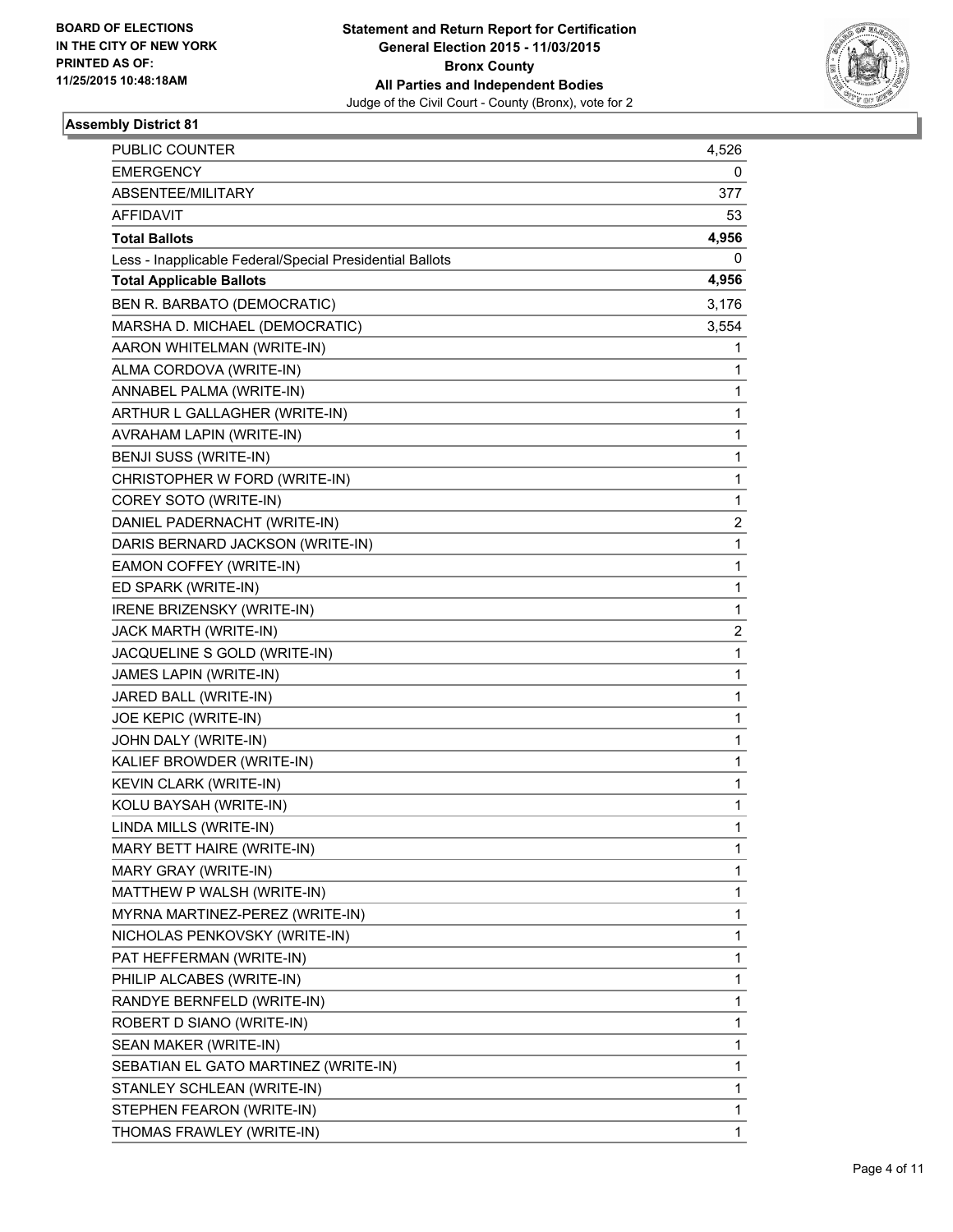**BOARD OF ELECTIONS**
**IN THE CITY OF NEW YORK**
**PRINTED AS OF:**
**11/25/2015 10:48:18AM**

**Statement and Return Report for Certification**
**General Election 2015 - 11/03/2015**
**Bronx County**
**All Parties and Independent Bodies**
Judge of the Civil Court - County (Bronx), vote for 2

## Assembly District 81

| | |
|---|---|
| PUBLIC COUNTER | 4,526 |
| EMERGENCY | 0 |
| ABSENTEE/MILITARY | 377 |
| AFFIDAVIT | 53 |
| **Total Ballots** | **4,956** |
| Less - Inapplicable Federal/Special Presidential Ballots | 0 |
| **Total Applicable Ballots** | **4,956** |
| BEN R. BARBATO (DEMOCRATIC) | 3,176 |
| MARSHA D. MICHAEL (DEMOCRATIC) | 3,554 |
| AARON WHITELMAN (WRITE-IN) | 1 |
| ALMA CORDOVA (WRITE-IN) | 1 |
| ANNABEL PALMA (WRITE-IN) | 1 |
| ARTHUR L GALLAGHER (WRITE-IN) | 1 |
| AVRAHAM LAPIN (WRITE-IN) | 1 |
| BENJI SUSS (WRITE-IN) | 1 |
| CHRISTOPHER W FORD (WRITE-IN) | 1 |
| COREY SOTO (WRITE-IN) | 1 |
| DANIEL PADERNACHT (WRITE-IN) | 2 |
| DARIS BERNARD JACKSON (WRITE-IN) | 1 |
| EAMON COFFEY (WRITE-IN) | 1 |
| ED SPARK (WRITE-IN) | 1 |
| IRENE BRIZENSKY (WRITE-IN) | 1 |
| JACK MARTH (WRITE-IN) | 2 |
| JACQUELINE S GOLD (WRITE-IN) | 1 |
| JAMES LAPIN (WRITE-IN) | 1 |
| JARED BALL (WRITE-IN) | 1 |
| JOE KEPIC (WRITE-IN) | 1 |
| JOHN DALY (WRITE-IN) | 1 |
| KALIEF BROWDER (WRITE-IN) | 1 |
| KEVIN CLARK (WRITE-IN) | 1 |
| KOLU BAYSAH (WRITE-IN) | 1 |
| LINDA MILLS (WRITE-IN) | 1 |
| MARY BETT HAIRE (WRITE-IN) | 1 |
| MARY GRAY (WRITE-IN) | 1 |
| MATTHEW P WALSH (WRITE-IN) | 1 |
| MYRNA MARTINEZ-PEREZ (WRITE-IN) | 1 |
| NICHOLAS PENKOVSKY (WRITE-IN) | 1 |
| PAT HEFFERMAN (WRITE-IN) | 1 |
| PHILIP ALCABES (WRITE-IN) | 1 |
| RANDYE BERNFELD (WRITE-IN) | 1 |
| ROBERT D SIANO (WRITE-IN) | 1 |
| SEAN MAKER (WRITE-IN) | 1 |
| SEBATIAN EL GATO MARTINEZ (WRITE-IN) | 1 |
| STANLEY SCHLEAN (WRITE-IN) | 1 |
| STEPHEN FEARON (WRITE-IN) | 1 |
| THOMAS FRAWLEY (WRITE-IN) | 1 |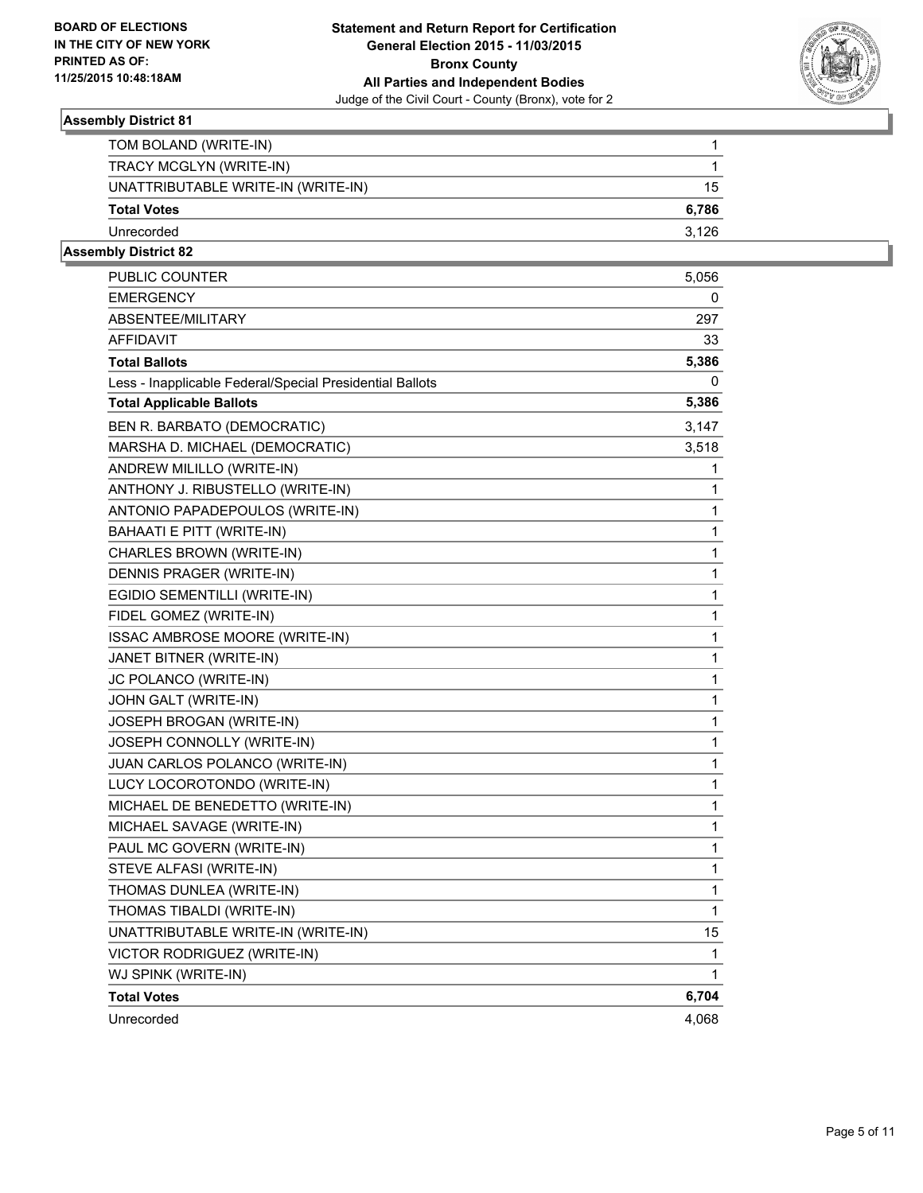**BOARD OF ELECTIONS IN THE CITY OF NEW YORK PRINTED AS OF: 11/25/2015 10:48:18AM**

**Statement and Return Report for Certification General Election 2015 - 11/03/2015 Bronx County All Parties and Independent Bodies**

Judge of the Civil Court - County (Bronx), vote for 2

### Assembly District 81

| | |
|---|---|
| TOM BOLAND (WRITE-IN) | 1 |
| TRACY MCGLYN (WRITE-IN) | 1 |
| UNATTRIBUTABLE WRITE-IN (WRITE-IN) | 15 |
| **Total Votes** | **6,786** |
| Unrecorded | 3,126 |

### Assembly District 82

| | |
|---|---|
| PUBLIC COUNTER | 5,056 |
| EMERGENCY | 0 |
| ABSENTEE/MILITARY | 297 |
| AFFIDAVIT | 33 |
| **Total Ballots** | **5,386** |
| Less - Inapplicable Federal/Special Presidential Ballots | 0 |
| **Total Applicable Ballots** | **5,386** |
| BEN R. BARBATO (DEMOCRATIC) | 3,147 |
| MARSHA D. MICHAEL (DEMOCRATIC) | 3,518 |
| ANDREW MILILLO (WRITE-IN) | 1 |
| ANTHONY J. RIBUSTELLO (WRITE-IN) | 1 |
| ANTONIO PAPADEPOULOS (WRITE-IN) | 1 |
| BAHAATI E PITT (WRITE-IN) | 1 |
| CHARLES BROWN (WRITE-IN) | 1 |
| DENNIS PRAGER (WRITE-IN) | 1 |
| EGIDIO SEMENTILLI (WRITE-IN) | 1 |
| FIDEL GOMEZ (WRITE-IN) | 1 |
| ISSAC AMBROSE MOORE (WRITE-IN) | 1 |
| JANET BITNER (WRITE-IN) | 1 |
| JC POLANCO (WRITE-IN) | 1 |
| JOHN GALT (WRITE-IN) | 1 |
| JOSEPH BROGAN (WRITE-IN) | 1 |
| JOSEPH CONNOLLY (WRITE-IN) | 1 |
| JUAN CARLOS POLANCO (WRITE-IN) | 1 |
| LUCY LOCOROTONDO (WRITE-IN) | 1 |
| MICHAEL DE BENEDETTO (WRITE-IN) | 1 |
| MICHAEL SAVAGE (WRITE-IN) | 1 |
| PAUL MC GOVERN (WRITE-IN) | 1 |
| STEVE ALFASI (WRITE-IN) | 1 |
| THOMAS DUNLEA (WRITE-IN) | 1 |
| THOMAS TIBALDI (WRITE-IN) | 1 |
| UNATTRIBUTABLE WRITE-IN (WRITE-IN) | 15 |
| VICTOR RODRIGUEZ (WRITE-IN) | 1 |
| WJ SPINK (WRITE-IN) | 1 |
| **Total Votes** | **6,704** |
| Unrecorded | 4,068 |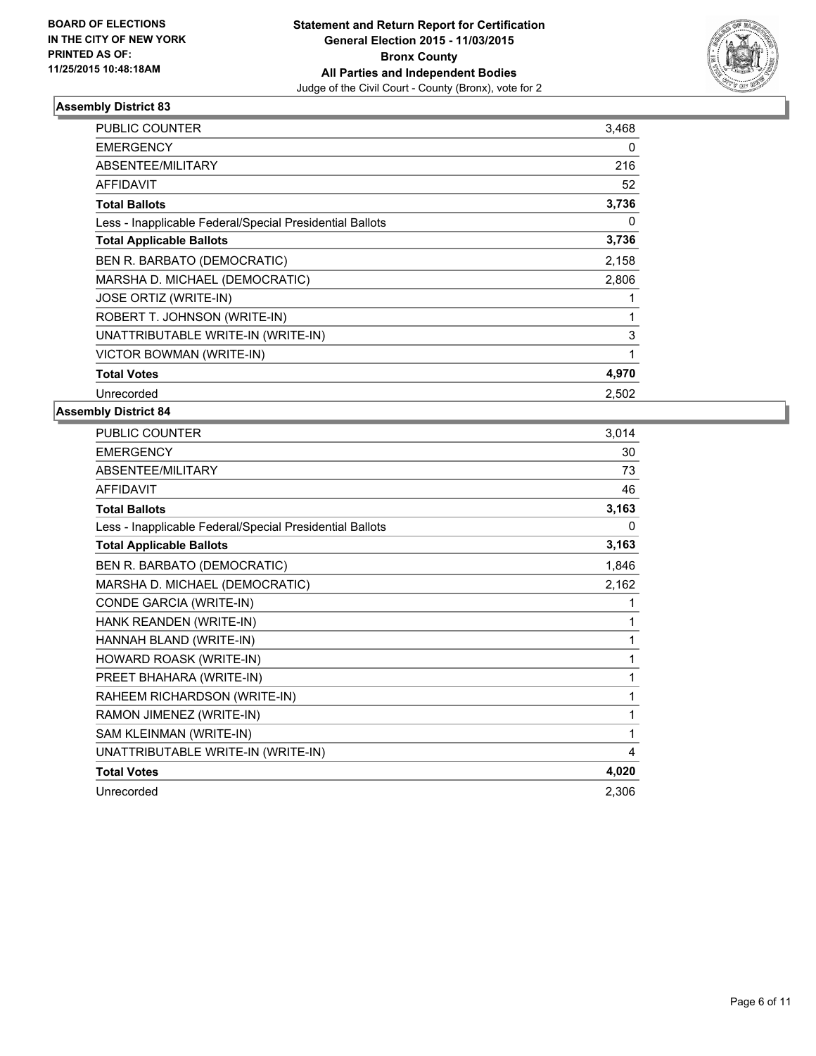**BOARD OF ELECTIONS IN THE CITY OF NEW YORK PRINTED AS OF: 11/25/2015 10:48:18AM**

**Statement and Return Report for Certification**
**General Election 2015 - 11/03/2015**
**Bronx County**
**All Parties and Independent Bodies**
Judge of the Civil Court - County (Bronx), vote for 2

### Assembly District 83

| | |
|---|---|
| PUBLIC COUNTER | 3,468 |
| EMERGENCY | 0 |
| ABSENTEE/MILITARY | 216 |
| AFFIDAVIT | 52 |
| **Total Ballots** | **3,736** |
| Less - Inapplicable Federal/Special Presidential Ballots | 0 |
| **Total Applicable Ballots** | **3,736** |
| BEN R. BARBATO (DEMOCRATIC) | 2,158 |
| MARSHA D. MICHAEL (DEMOCRATIC) | 2,806 |
| JOSE ORTIZ (WRITE-IN) | 1 |
| ROBERT T. JOHNSON (WRITE-IN) | 1 |
| UNATTRIBUTABLE WRITE-IN (WRITE-IN) | 3 |
| VICTOR BOWMAN (WRITE-IN) | 1 |
| **Total Votes** | **4,970** |
| Unrecorded | 2,502 |

### Assembly District 84

| | |
|---|---|
| PUBLIC COUNTER | 3,014 |
| EMERGENCY | 30 |
| ABSENTEE/MILITARY | 73 |
| AFFIDAVIT | 46 |
| **Total Ballots** | **3,163** |
| Less - Inapplicable Federal/Special Presidential Ballots | 0 |
| **Total Applicable Ballots** | **3,163** |
| BEN R. BARBATO (DEMOCRATIC) | 1,846 |
| MARSHA D. MICHAEL (DEMOCRATIC) | 2,162 |
| CONDE GARCIA (WRITE-IN) | 1 |
| HANK REANDEN (WRITE-IN) | 1 |
| HANNAH BLAND (WRITE-IN) | 1 |
| HOWARD ROASK (WRITE-IN) | 1 |
| PREET BHAHARA (WRITE-IN) | 1 |
| RAHEEM RICHARDSON (WRITE-IN) | 1 |
| RAMON JIMENEZ (WRITE-IN) | 1 |
| SAM KLEINMAN (WRITE-IN) | 1 |
| UNATTRIBUTABLE WRITE-IN (WRITE-IN) | 4 |
| **Total Votes** | **4,020** |
| Unrecorded | 2,306 |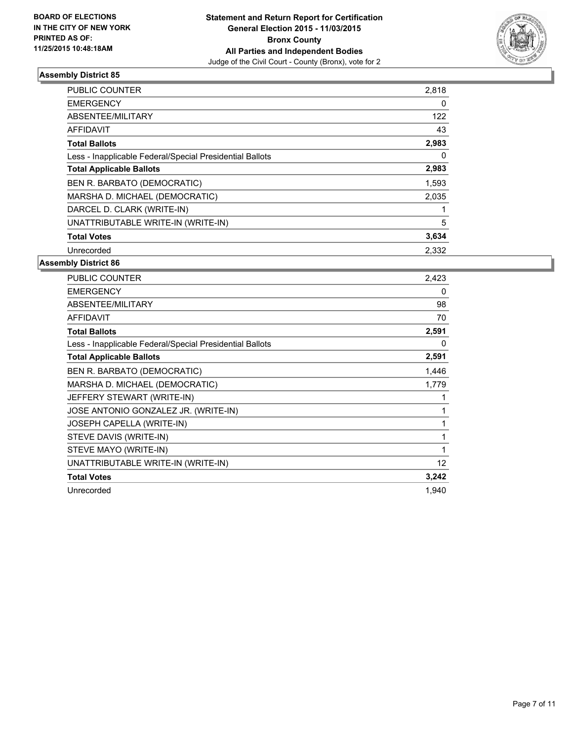**BOARD OF ELECTIONS IN THE CITY OF NEW YORK PRINTED AS OF: 11/25/2015 10:48:18AM**

**Statement and Return Report for Certification General Election 2015 - 11/03/2015 Bronx County All Parties and Independent Bodies**

Judge of the Civil Court - County (Bronx), vote for 2

### Assembly District 85

| | |
|---|---|
| PUBLIC COUNTER | 2,818 |
| EMERGENCY | 0 |
| ABSENTEE/MILITARY | 122 |
| AFFIDAVIT | 43 |
| **Total Ballots** | **2,983** |
| Less - Inapplicable Federal/Special Presidential Ballots | 0 |
| **Total Applicable Ballots** | **2,983** |
| BEN R. BARBATO (DEMOCRATIC) | 1,593 |
| MARSHA D. MICHAEL (DEMOCRATIC) | 2,035 |
| DARCEL D. CLARK (WRITE-IN) | 1 |
| UNATTRIBUTABLE WRITE-IN (WRITE-IN) | 5 |
| **Total Votes** | **3,634** |
| Unrecorded | 2,332 |

### Assembly District 86

| | |
|---|---|
| PUBLIC COUNTER | 2,423 |
| EMERGENCY | 0 |
| ABSENTEE/MILITARY | 98 |
| AFFIDAVIT | 70 |
| **Total Ballots** | **2,591** |
| Less - Inapplicable Federal/Special Presidential Ballots | 0 |
| **Total Applicable Ballots** | **2,591** |
| BEN R. BARBATO (DEMOCRATIC) | 1,446 |
| MARSHA D. MICHAEL (DEMOCRATIC) | 1,779 |
| JEFFERY STEWART (WRITE-IN) | 1 |
| JOSE ANTONIO GONZALEZ JR. (WRITE-IN) | 1 |
| JOSEPH CAPELLA (WRITE-IN) | 1 |
| STEVE DAVIS (WRITE-IN) | 1 |
| STEVE MAYO (WRITE-IN) | 1 |
| UNATTRIBUTABLE WRITE-IN (WRITE-IN) | 12 |
| **Total Votes** | **3,242** |
| Unrecorded | 1,940 |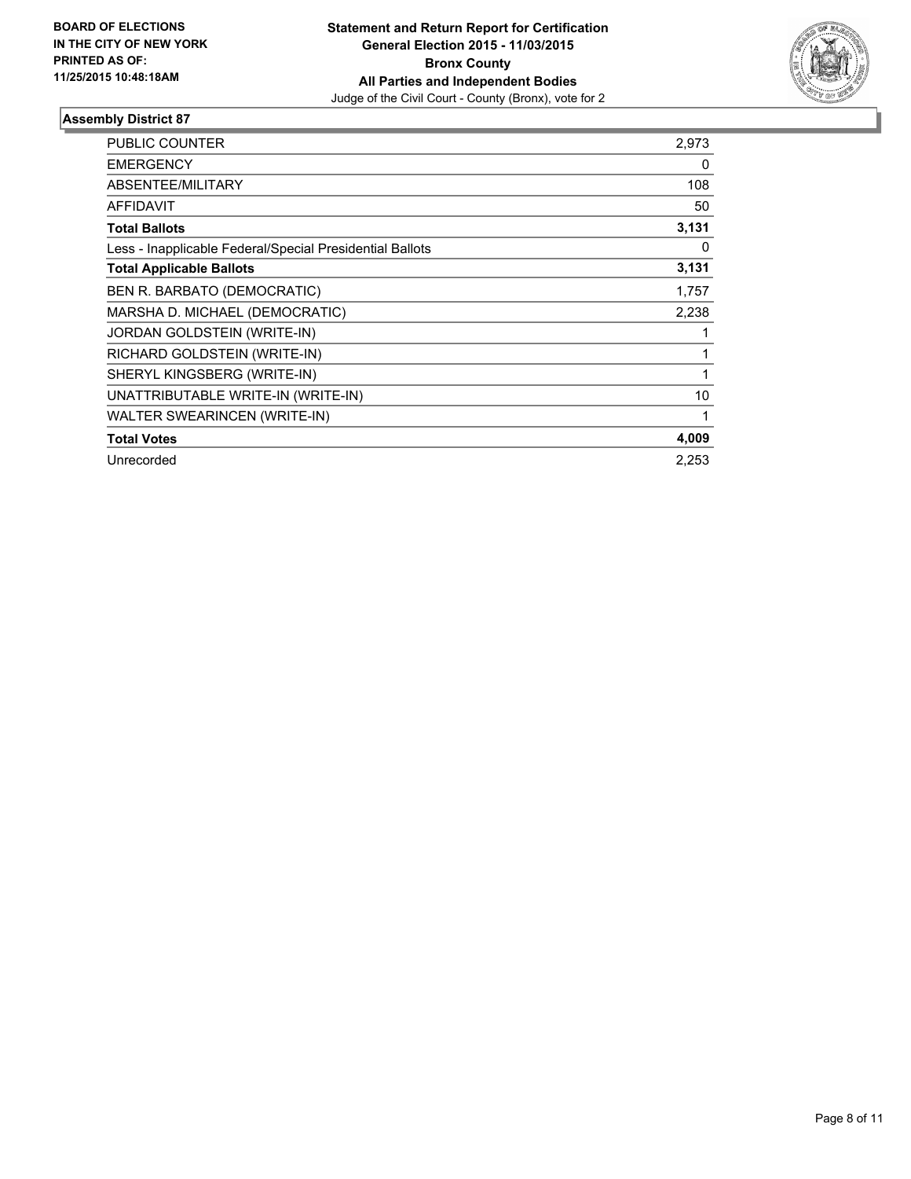**BOARD OF ELECTIONS IN THE CITY OF NEW YORK PRINTED AS OF: 11/25/2015 10:48:18AM**

**Statement and Return Report for Certification**
**General Election 2015 - 11/03/2015**
**Bronx County**
**All Parties and Independent Bodies**
Judge of the Civil Court - County (Bronx), vote for 2

### Assembly District 87

| | |
|---|---|
| PUBLIC COUNTER | 2,973 |
| EMERGENCY | 0 |
| ABSENTEE/MILITARY | 108 |
| AFFIDAVIT | 50 |
| **Total Ballots** | **3,131** |
| Less - Inapplicable Federal/Special Presidential Ballots | 0 |
| **Total Applicable Ballots** | **3,131** |
| BEN R. BARBATO (DEMOCRATIC) | 1,757 |
| MARSHA D. MICHAEL (DEMOCRATIC) | 2,238 |
| JORDAN GOLDSTEIN (WRITE-IN) | 1 |
| RICHARD GOLDSTEIN (WRITE-IN) | 1 |
| SHERYL KINGSBERG (WRITE-IN) | 1 |
| UNATTRIBUTABLE WRITE-IN (WRITE-IN) | 10 |
| WALTER SWEARINCEN (WRITE-IN) | 1 |
| **Total Votes** | **4,009** |
| Unrecorded | 2,253 |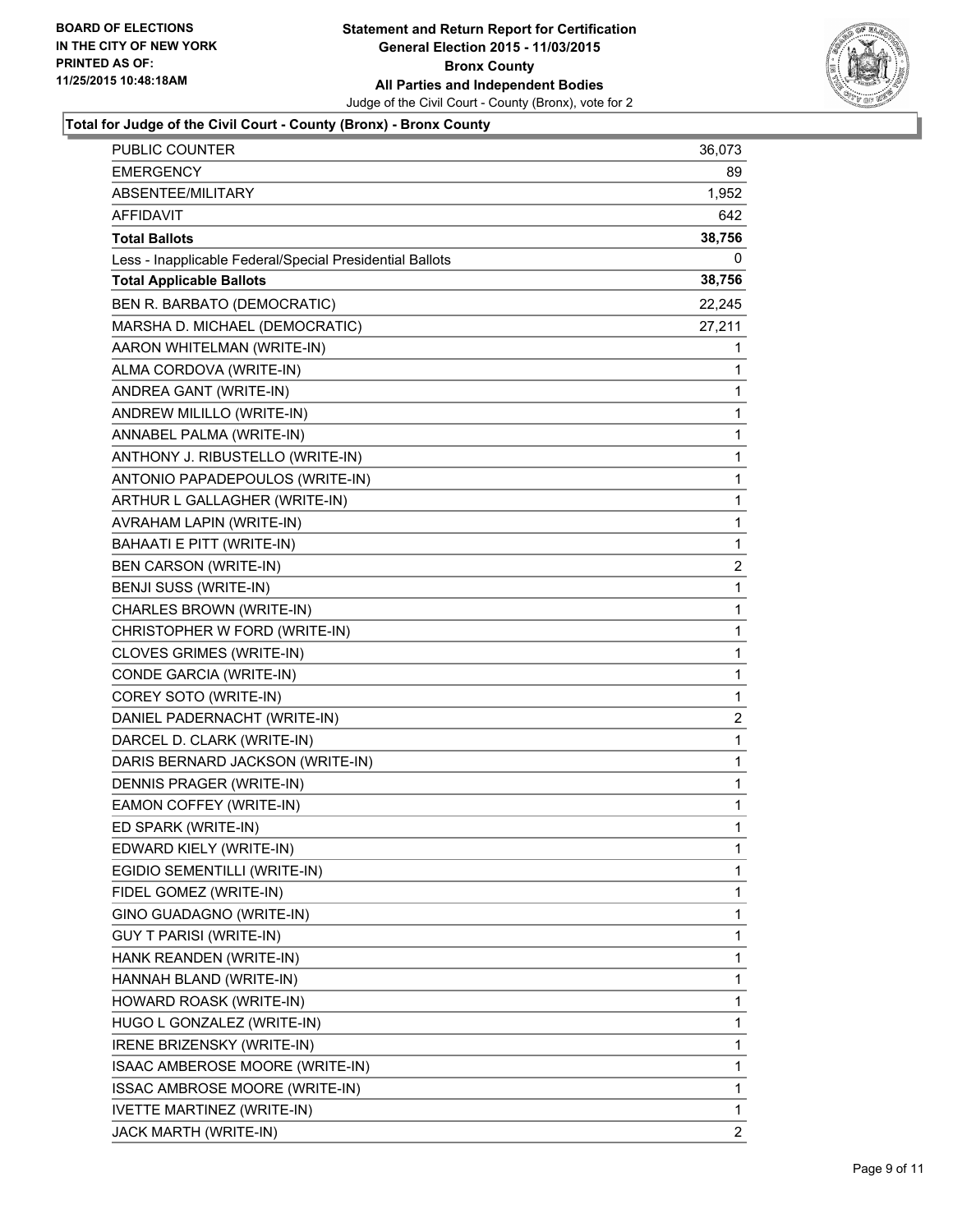**BOARD OF ELECTIONS IN THE CITY OF NEW YORK PRINTED AS OF: 11/25/2015 10:48:18AM**

**Statement and Return Report for Certification General Election 2015 - 11/03/2015 Bronx County All Parties and Independent Bodies**

Judge of the Civil Court - County (Bronx), vote for 2

### Total for Judge of the Civil Court - County (Bronx) - Bronx County

| | |
|---|---|
| PUBLIC COUNTER | 36,073 |
| EMERGENCY | 89 |
| ABSENTEE/MILITARY | 1,952 |
| AFFIDAVIT | 642 |
| **Total Ballots** | **38,756** |
| Less - Inapplicable Federal/Special Presidential Ballots | 0 |
| **Total Applicable Ballots** | **38,756** |
| BEN R. BARBATO (DEMOCRATIC) | 22,245 |
| MARSHA D. MICHAEL (DEMOCRATIC) | 27,211 |
| AARON WHITELMAN (WRITE-IN) | 1 |
| ALMA CORDOVA (WRITE-IN) | 1 |
| ANDREA GANT (WRITE-IN) | 1 |
| ANDREW MILILLO (WRITE-IN) | 1 |
| ANNABEL PALMA (WRITE-IN) | 1 |
| ANTHONY J. RIBUSTELLO (WRITE-IN) | 1 |
| ANTONIO PAPADEPOULOS (WRITE-IN) | 1 |
| ARTHUR L GALLAGHER (WRITE-IN) | 1 |
| AVRAHAM LAPIN (WRITE-IN) | 1 |
| BAHAATI E PITT (WRITE-IN) | 1 |
| BEN CARSON (WRITE-IN) | 2 |
| BENJI SUSS (WRITE-IN) | 1 |
| CHARLES BROWN (WRITE-IN) | 1 |
| CHRISTOPHER W FORD (WRITE-IN) | 1 |
| CLOVES GRIMES (WRITE-IN) | 1 |
| CONDE GARCIA (WRITE-IN) | 1 |
| COREY SOTO (WRITE-IN) | 1 |
| DANIEL PADERNACHT (WRITE-IN) | 2 |
| DARCEL D. CLARK (WRITE-IN) | 1 |
| DARIS BERNARD JACKSON (WRITE-IN) | 1 |
| DENNIS PRAGER (WRITE-IN) | 1 |
| EAMON COFFEY (WRITE-IN) | 1 |
| ED SPARK (WRITE-IN) | 1 |
| EDWARD KIELY (WRITE-IN) | 1 |
| EGIDIO SEMENTILLI (WRITE-IN) | 1 |
| FIDEL GOMEZ (WRITE-IN) | 1 |
| GINO GUADAGNO (WRITE-IN) | 1 |
| GUY T PARISI (WRITE-IN) | 1 |
| HANK REANDEN (WRITE-IN) | 1 |
| HANNAH BLAND (WRITE-IN) | 1 |
| HOWARD ROASK (WRITE-IN) | 1 |
| HUGO L GONZALEZ (WRITE-IN) | 1 |
| IRENE BRIZENSKY (WRITE-IN) | 1 |
| ISAAC AMBEROSE MOORE (WRITE-IN) | 1 |
| ISSAC AMBROSE MOORE (WRITE-IN) | 1 |
| IVETTE MARTINEZ (WRITE-IN) | 1 |
| JACK MARTH (WRITE-IN) | 2 |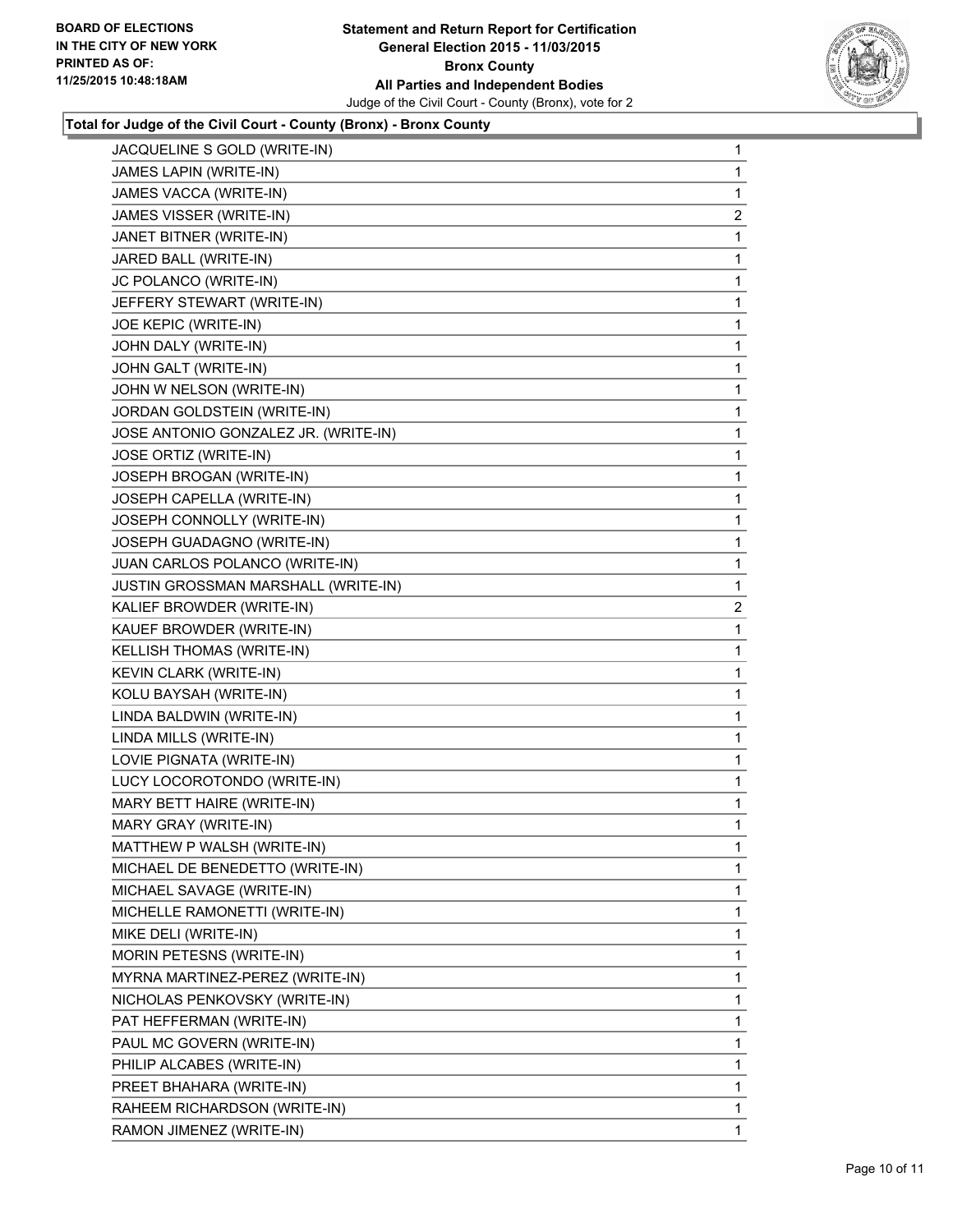**BOARD OF ELECTIONS IN THE CITY OF NEW YORK PRINTED AS OF: 11/25/2015 10:48:18AM**

**Statement and Return Report for Certification General Election 2015 - 11/03/2015 Bronx County All Parties and Independent Bodies**

Judge of the Civil Court - County (Bronx), vote for 2

**Total for Judge of the Civil Court - County (Bronx) - Bronx County**

| | |
|---|---|
| JACQUELINE S GOLD (WRITE-IN) | 1 |
| JAMES LAPIN (WRITE-IN) | 1 |
| JAMES VACCA (WRITE-IN) | 1 |
| JAMES VISSER (WRITE-IN) | 2 |
| JANET BITNER (WRITE-IN) | 1 |
| JARED BALL (WRITE-IN) | 1 |
| JC POLANCO (WRITE-IN) | 1 |
| JEFFERY STEWART (WRITE-IN) | 1 |
| JOE KEPIC (WRITE-IN) | 1 |
| JOHN DALY (WRITE-IN) | 1 |
| JOHN GALT (WRITE-IN) | 1 |
| JOHN W NELSON (WRITE-IN) | 1 |
| JORDAN GOLDSTEIN (WRITE-IN) | 1 |
| JOSE ANTONIO GONZALEZ JR. (WRITE-IN) | 1 |
| JOSE ORTIZ (WRITE-IN) | 1 |
| JOSEPH BROGAN (WRITE-IN) | 1 |
| JOSEPH CAPELLA (WRITE-IN) | 1 |
| JOSEPH CONNOLLY (WRITE-IN) | 1 |
| JOSEPH GUADAGNO (WRITE-IN) | 1 |
| JUAN CARLOS POLANCO (WRITE-IN) | 1 |
| JUSTIN GROSSMAN MARSHALL (WRITE-IN) | 1 |
| KALIEF BROWDER (WRITE-IN) | 2 |
| KAUEF BROWDER (WRITE-IN) | 1 |
| KELLISH THOMAS (WRITE-IN) | 1 |
| KEVIN CLARK (WRITE-IN) | 1 |
| KOLU BAYSAH (WRITE-IN) | 1 |
| LINDA BALDWIN (WRITE-IN) | 1 |
| LINDA MILLS (WRITE-IN) | 1 |
| LOVIE PIGNATA (WRITE-IN) | 1 |
| LUCY LOCOROTONDO (WRITE-IN) | 1 |
| MARY BETT HAIRE (WRITE-IN) | 1 |
| MARY GRAY (WRITE-IN) | 1 |
| MATTHEW P WALSH (WRITE-IN) | 1 |
| MICHAEL DE BENEDETTO (WRITE-IN) | 1 |
| MICHAEL SAVAGE (WRITE-IN) | 1 |
| MICHELLE RAMONETTI (WRITE-IN) | 1 |
| MIKE DELI (WRITE-IN) | 1 |
| MORIN PETESNS (WRITE-IN) | 1 |
| MYRNA MARTINEZ-PEREZ (WRITE-IN) | 1 |
| NICHOLAS PENKOVSKY (WRITE-IN) | 1 |
| PAT HEFFERMAN (WRITE-IN) | 1 |
| PAUL MC GOVERN (WRITE-IN) | 1 |
| PHILIP ALCABES (WRITE-IN) | 1 |
| PREET BHAHARA (WRITE-IN) | 1 |
| RAHEEM RICHARDSON (WRITE-IN) | 1 |
| RAMON JIMENEZ (WRITE-IN) | 1 |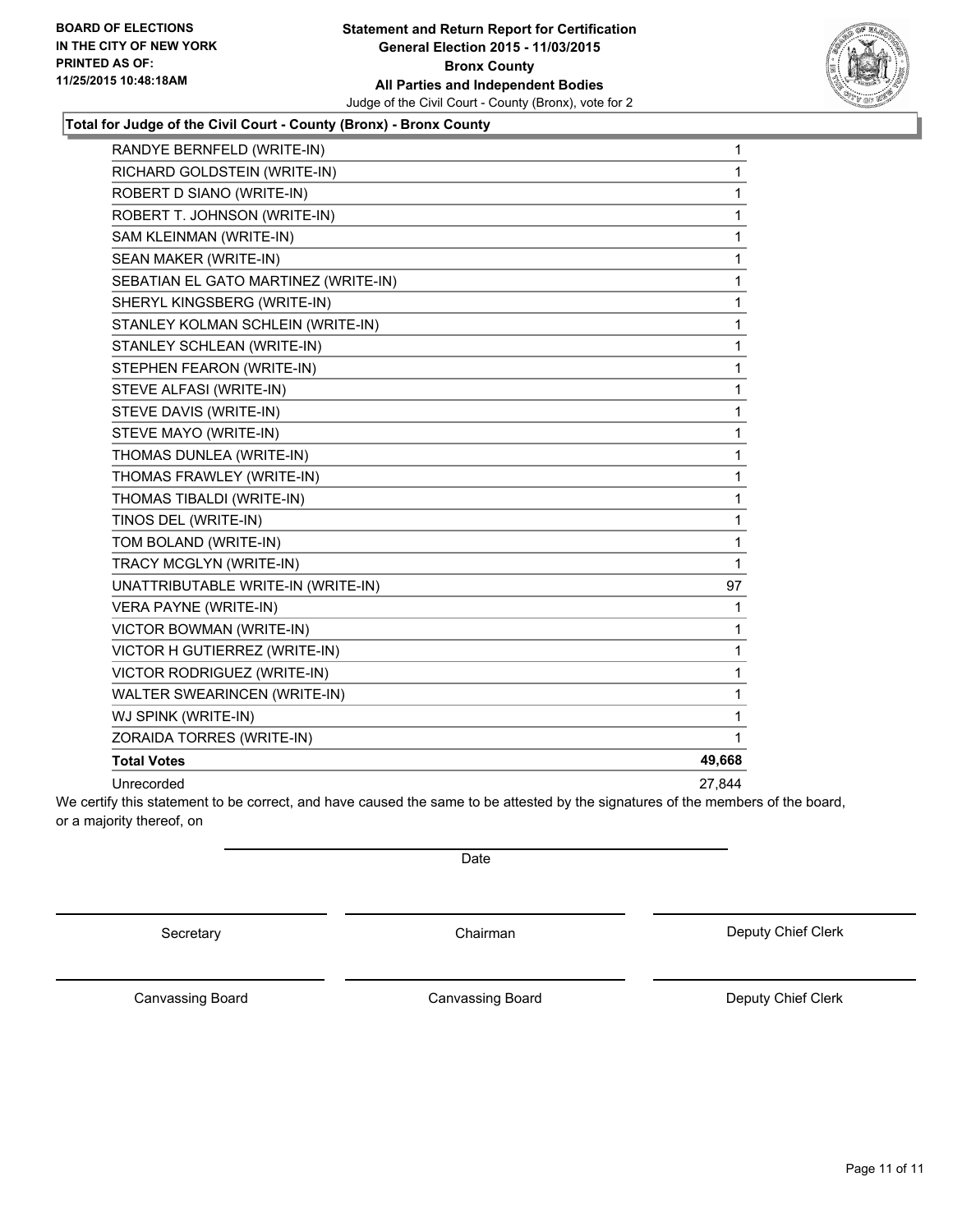**BOARD OF ELECTIONS IN THE CITY OF NEW YORK PRINTED AS OF: 11/25/2015 10:48:18AM**

**Statement and Return Report for Certification**
**General Election 2015 - 11/03/2015**
**Bronx County**
**All Parties and Independent Bodies**
Judge of the Civil Court - County (Bronx), vote for 2

### Total for Judge of the Civil Court - County (Bronx) - Bronx County

| | |
|---|---|
| RANDYE BERNFELD (WRITE-IN) | 1 |
| RICHARD GOLDSTEIN (WRITE-IN) | 1 |
| ROBERT D SIANO (WRITE-IN) | 1 |
| ROBERT T. JOHNSON (WRITE-IN) | 1 |
| SAM KLEINMAN (WRITE-IN) | 1 |
| SEAN MAKER (WRITE-IN) | 1 |
| SEBATIAN EL GATO MARTINEZ (WRITE-IN) | 1 |
| SHERYL KINGSBERG (WRITE-IN) | 1 |
| STANLEY KOLMAN SCHLEIN (WRITE-IN) | 1 |
| STANLEY SCHLEAN (WRITE-IN) | 1 |
| STEPHEN FEARON (WRITE-IN) | 1 |
| STEVE ALFASI (WRITE-IN) | 1 |
| STEVE DAVIS (WRITE-IN) | 1 |
| STEVE MAYO (WRITE-IN) | 1 |
| THOMAS DUNLEA (WRITE-IN) | 1 |
| THOMAS FRAWLEY (WRITE-IN) | 1 |
| THOMAS TIBALDI (WRITE-IN) | 1 |
| TINOS DEL (WRITE-IN) | 1 |
| TOM BOLAND (WRITE-IN) | 1 |
| TRACY MCGLYN (WRITE-IN) | 1 |
| UNATTRIBUTABLE WRITE-IN (WRITE-IN) | 97 |
| VERA PAYNE (WRITE-IN) | 1 |
| VICTOR BOWMAN (WRITE-IN) | 1 |
| VICTOR H GUTIERREZ (WRITE-IN) | 1 |
| VICTOR RODRIGUEZ (WRITE-IN) | 1 |
| WALTER SWEARINCEN (WRITE-IN) | 1 |
| WJ SPINK (WRITE-IN) | 1 |
| ZORAIDA TORRES (WRITE-IN) | 1 |
| **Total Votes** | **49,668** |
| Unrecorded | 27,844 |

We certify this statement to be correct, and have caused the same to be attested by the signatures of the members of the board, or a majority thereof, on

Date

Secretary | Chairman | Deputy Chief Clerk

Canvassing Board | Canvassing Board | Deputy Chief Clerk